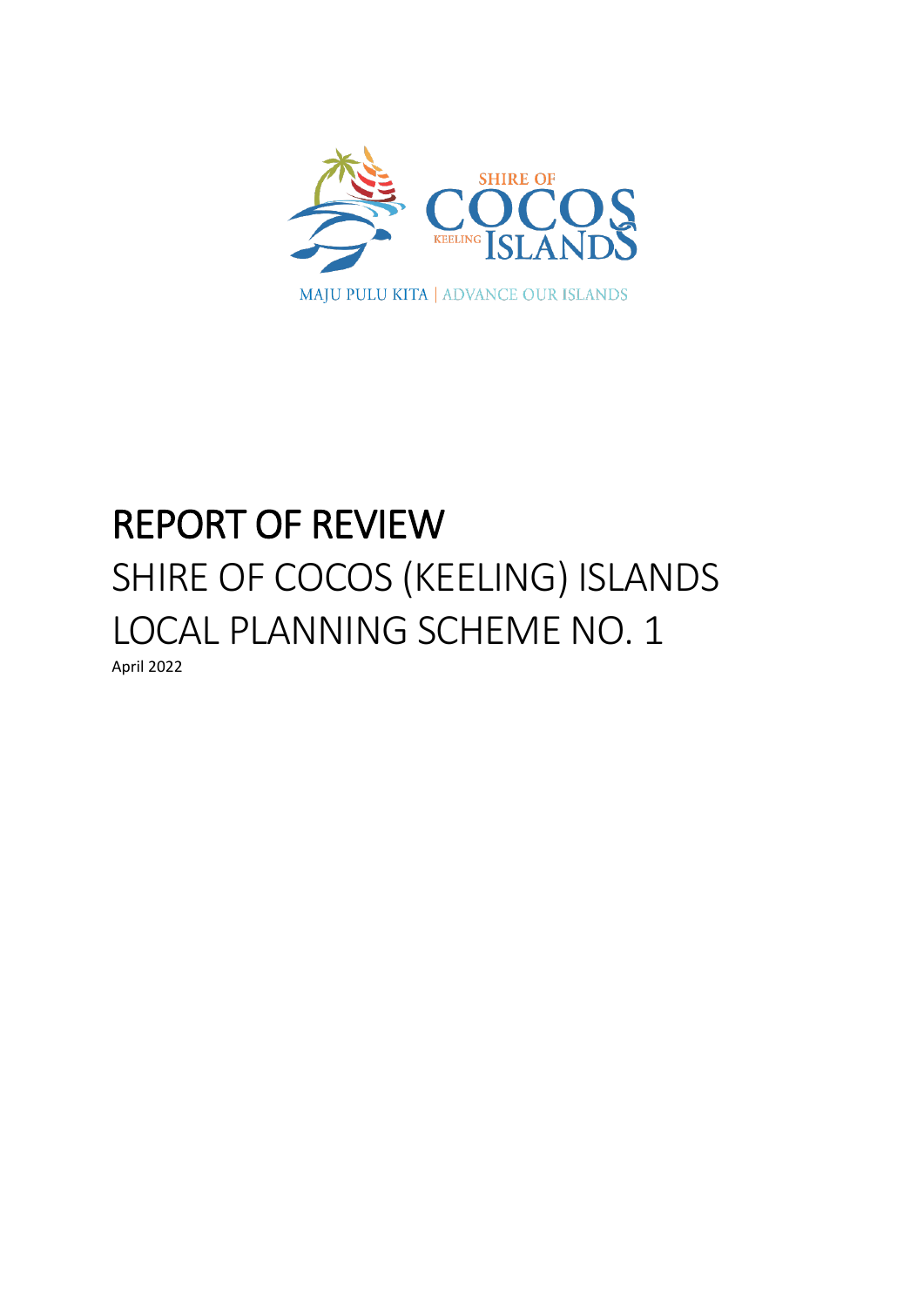SHIRE OF COCOS KEELING ISLANDS

MAJU PULU KITA | ADVANCE OUR ISLANDS

# REPORT OF REVIEW

## SHIRE OF COCOS (KEELING) ISLANDS LOCAL PLANNING SCHEME NO. 1

April 2022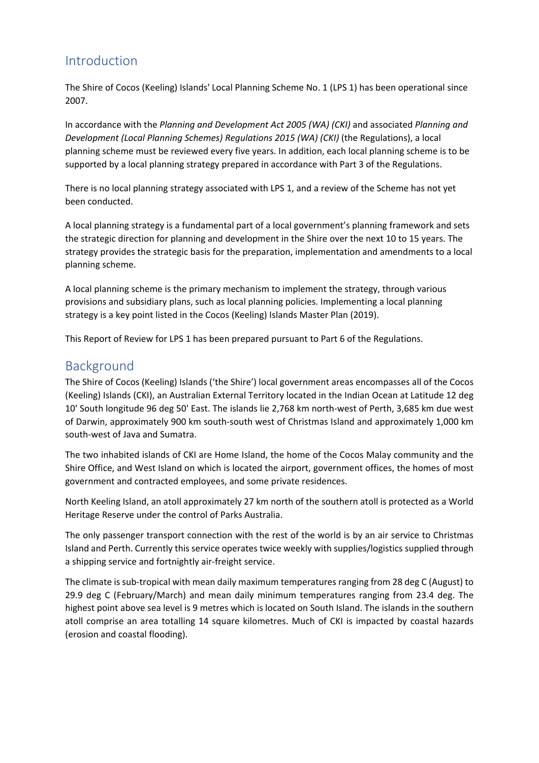## Introduction

The Shire of Cocos (Keeling) Islands' Local Planning Scheme No. 1 (LPS 1) has been operational since 2007.

In accordance with the *Planning and Development Act 2005 (WA) (CKI)* and associated *Planning and Development (Local Planning Schemes) Regulations 2015 (WA) (CKI)* (the Regulations), a local planning scheme must be reviewed every five years. In addition, each local planning scheme is to be supported by a local planning strategy prepared in accordance with Part 3 of the Regulations.

There is no local planning strategy associated with LPS 1, and a review of the Scheme has not yet been conducted.

A local planning strategy is a fundamental part of a local government's planning framework and sets the strategic direction for planning and development in the Shire over the next 10 to 15 years. The strategy provides the strategic basis for the preparation, implementation and amendments to a local planning scheme.

A local planning scheme is the primary mechanism to implement the strategy, through various provisions and subsidiary plans, such as local planning policies. Implementing a local planning strategy is a key point listed in the Cocos (Keeling) Islands Master Plan (2019).

This Report of Review for LPS 1 has been prepared pursuant to Part 6 of the Regulations.

## Background

The Shire of Cocos (Keeling) Islands ('the Shire') local government areas encompasses all of the Cocos (Keeling) Islands (CKI), an Australian External Territory located in the Indian Ocean at Latitude 12 deg 10' South longitude 96 deg 50' East. The islands lie 2,768 km north-west of Perth, 3,685 km due west of Darwin, approximately 900 km south-south west of Christmas Island and approximately 1,000 km south-west of Java and Sumatra.

The two inhabited islands of CKI are Home Island, the home of the Cocos Malay community and the Shire Office, and West Island on which is located the airport, government offices, the homes of most government and contracted employees, and some private residences.

North Keeling Island, an atoll approximately 27 km north of the southern atoll is protected as a World Heritage Reserve under the control of Parks Australia.

The only passenger transport connection with the rest of the world is by an air service to Christmas Island and Perth. Currently this service operates twice weekly with supplies/logistics supplied through a shipping service and fortnightly air-freight service.

The climate is sub-tropical with mean daily maximum temperatures ranging from 28 deg C (August) to 29.9 deg C (February/March) and mean daily minimum temperatures ranging from 23.4 deg. The highest point above sea level is 9 metres which is located on South Island. The islands in the southern atoll comprise an area totalling 14 square kilometres. Much of CKI is impacted by coastal hazards (erosion and coastal flooding).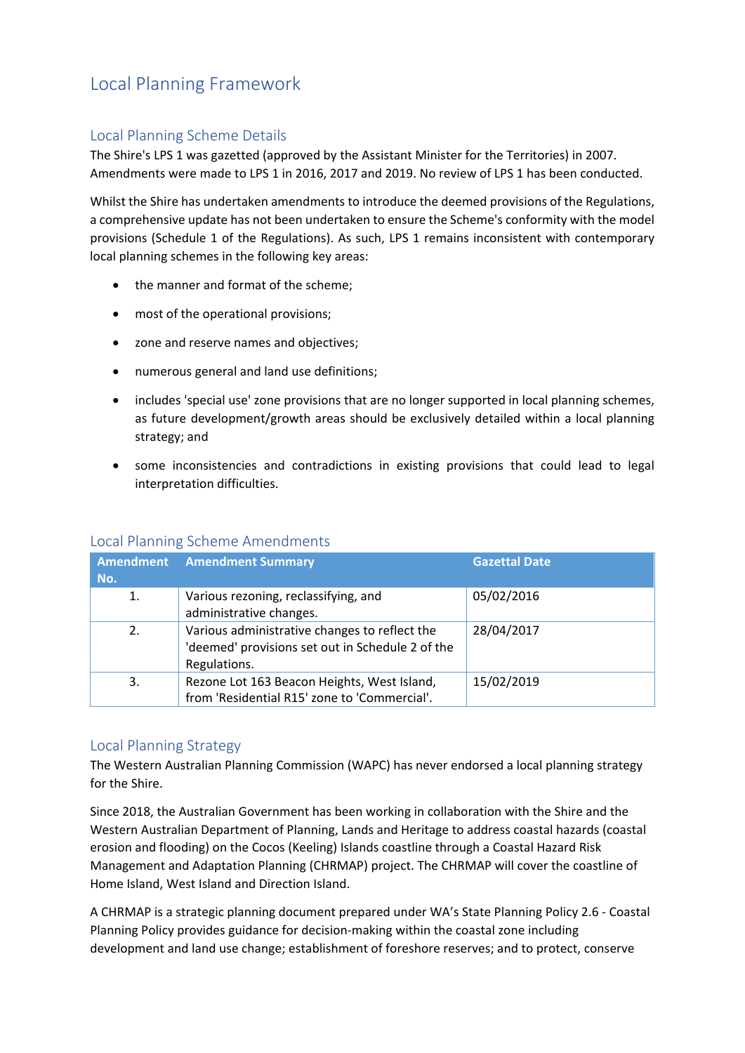# Local Planning Framework

## Local Planning Scheme Details

The Shire's LPS 1 was gazetted (approved by the Assistant Minister for the Territories) in 2007. Amendments were made to LPS 1 in 2016, 2017 and 2019. No review of LPS 1 has been conducted.

Whilst the Shire has undertaken amendments to introduce the deemed provisions of the Regulations, a comprehensive update has not been undertaken to ensure the Scheme's conformity with the model provisions (Schedule 1 of the Regulations). As such, LPS 1 remains inconsistent with contemporary local planning schemes in the following key areas:

- the manner and format of the scheme;
- most of the operational provisions;
- zone and reserve names and objectives;
- numerous general and land use definitions;
- includes 'special use' zone provisions that are no longer supported in local planning schemes, as future development/growth areas should be exclusively detailed within a local planning strategy; and
- some inconsistencies and contradictions in existing provisions that could lead to legal interpretation difficulties.

## Local Planning Scheme Amendments

| Amendment No. | Amendment Summary | Gazettal Date |
|---|---|---|
| 1. | Various rezoning, reclassifying, and administrative changes. | 05/02/2016 |
| 2. | Various administrative changes to reflect the 'deemed' provisions set out in Schedule 2 of the Regulations. | 28/04/2017 |
| 3. | Rezone Lot 163 Beacon Heights, West Island, from 'Residential R15' zone to 'Commercial'. | 15/02/2019 |

## Local Planning Strategy

The Western Australian Planning Commission (WAPC) has never endorsed a local planning strategy for the Shire.

Since 2018, the Australian Government has been working in collaboration with the Shire and the Western Australian Department of Planning, Lands and Heritage to address coastal hazards (coastal erosion and flooding) on the Cocos (Keeling) Islands coastline through a Coastal Hazard Risk Management and Adaptation Planning (CHRMAP) project. The CHRMAP will cover the coastline of Home Island, West Island and Direction Island.

A CHRMAP is a strategic planning document prepared under WA's State Planning Policy 2.6 - Coastal Planning Policy provides guidance for decision-making within the coastal zone including development and land use change; establishment of foreshore reserves; and to protect, conserve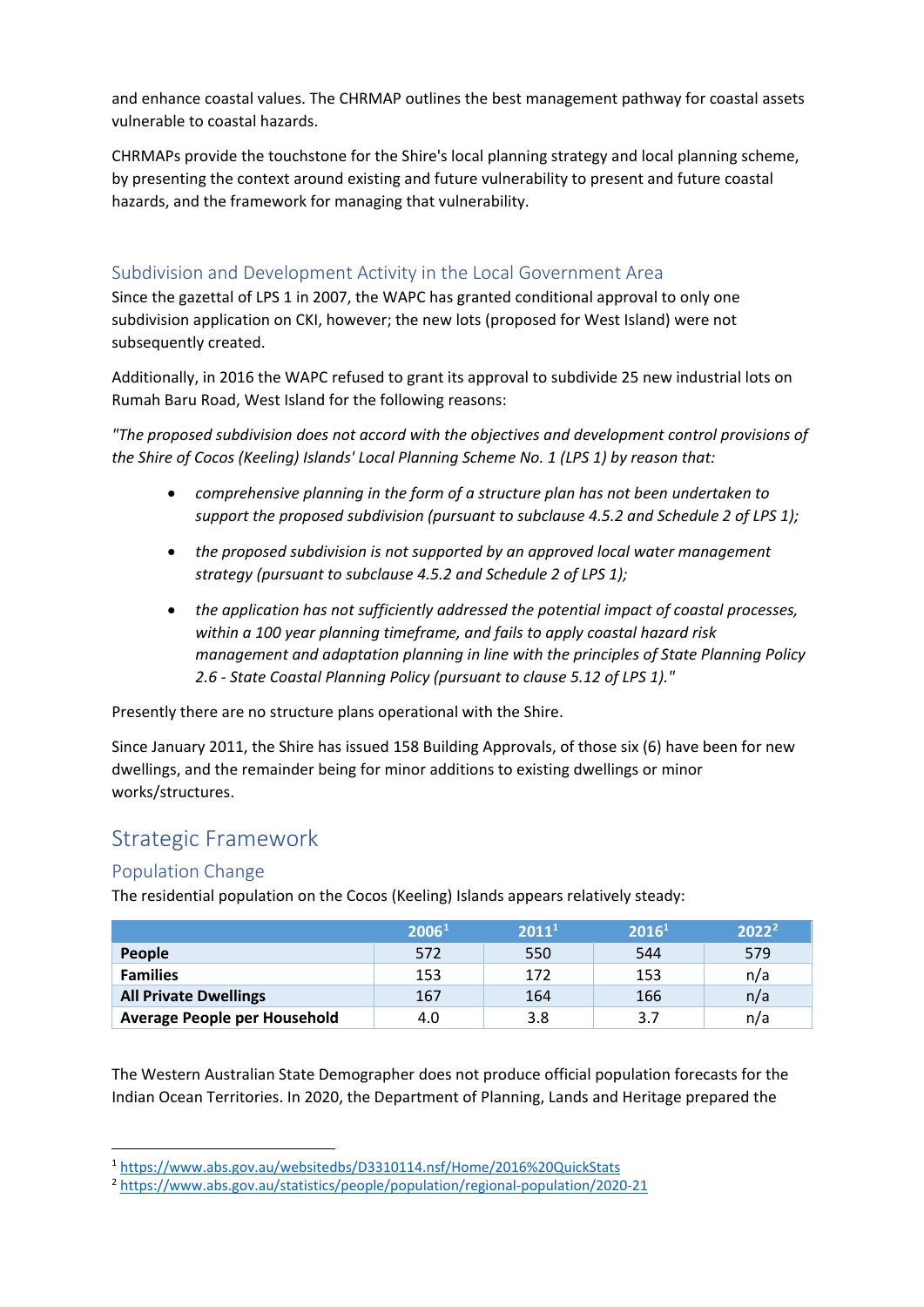and enhance coastal values. The CHRMAP outlines the best management pathway for coastal assets vulnerable to coastal hazards.

CHRMAPs provide the touchstone for the Shire's local planning strategy and local planning scheme, by presenting the context around existing and future vulnerability to present and future coastal hazards, and the framework for managing that vulnerability.

### Subdivision and Development Activity in the Local Government Area

Since the gazettal of LPS 1 in 2007, the WAPC has granted conditional approval to only one subdivision application on CKI, however; the new lots (proposed for West Island) were not subsequently created.

Additionally, in 2016 the WAPC refused to grant its approval to subdivide 25 new industrial lots on Rumah Baru Road, West Island for the following reasons:

*"The proposed subdivision does not accord with the objectives and development control provisions of the Shire of Cocos (Keeling) Islands' Local Planning Scheme No. 1 (LPS 1) by reason that:*

- *comprehensive planning in the form of a structure plan has not been undertaken to support the proposed subdivision (pursuant to subclause 4.5.2 and Schedule 2 of LPS 1);*
- *the proposed subdivision is not supported by an approved local water management strategy (pursuant to subclause 4.5.2 and Schedule 2 of LPS 1);*
- *the application has not sufficiently addressed the potential impact of coastal processes, within a 100 year planning timeframe, and fails to apply coastal hazard risk management and adaptation planning in line with the principles of State Planning Policy 2.6 - State Coastal Planning Policy (pursuant to clause 5.12 of LPS 1)."*

Presently there are no structure plans operational with the Shire.

Since January 2011, the Shire has issued 158 Building Approvals, of those six (6) have been for new dwellings, and the remainder being for minor additions to existing dwellings or minor works/structures.

## Strategic Framework

### Population Change

The residential population on the Cocos (Keeling) Islands appears relatively steady:

| | 2006[1] | 2011[1] | 2016[1] | 2022[2] |
|---|---|---|---|---|
| **People** | 572 | 550 | 544 | 579 |
| **Families** | 153 | 172 | 153 | n/a |
| **All Private Dwellings** | 167 | 164 | 166 | n/a |
| **Average People per Household** | 4.0 | 3.8 | 3.7 | n/a |

The Western Australian State Demographer does not produce official population forecasts for the Indian Ocean Territories. In 2020, the Department of Planning, Lands and Heritage prepared the

[1] https://www.abs.gov.au/websitedbs/D3310114.nsf/Home/2016%20QuickStats

[2] https://www.abs.gov.au/statistics/people/population/regional-population/2020-21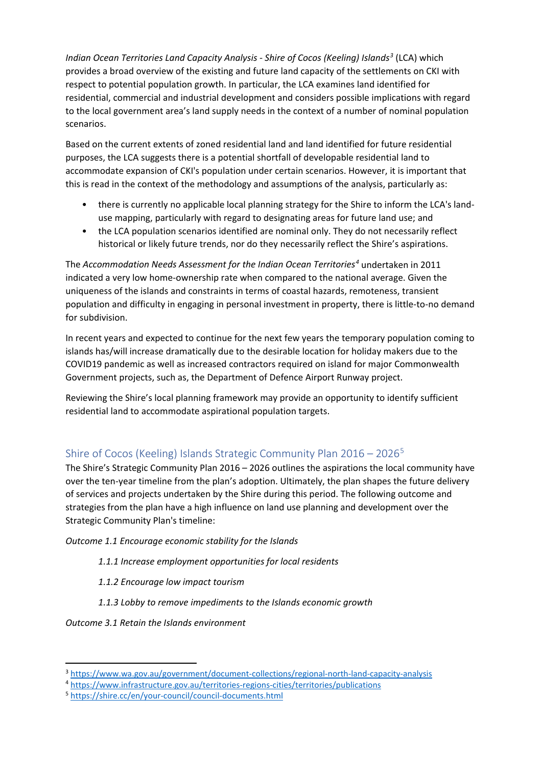*Indian Ocean Territories Land Capacity Analysis - Shire of Cocos (Keeling) Islands*[3] (LCA) which provides a broad overview of the existing and future land capacity of the settlements on CKI with respect to potential population growth. In particular, the LCA examines land identified for residential, commercial and industrial development and considers possible implications with regard to the local government area's land supply needs in the context of a number of nominal population scenarios.

Based on the current extents of zoned residential land and land identified for future residential purposes, the LCA suggests there is a potential shortfall of developable residential land to accommodate expansion of CKI's population under certain scenarios. However, it is important that this is read in the context of the methodology and assumptions of the analysis, particularly as:

- there is currently no applicable local planning strategy for the Shire to inform the LCA's land-use mapping, particularly with regard to designating areas for future land use; and
- the LCA population scenarios identified are nominal only. They do not necessarily reflect historical or likely future trends, nor do they necessarily reflect the Shire's aspirations.

The *Accommodation Needs Assessment for the Indian Ocean Territories*[4] undertaken in 2011 indicated a very low home-ownership rate when compared to the national average. Given the uniqueness of the islands and constraints in terms of coastal hazards, remoteness, transient population and difficulty in engaging in personal investment in property, there is little-to-no demand for subdivision.

In recent years and expected to continue for the next few years the temporary population coming to islands has/will increase dramatically due to the desirable location for holiday makers due to the COVID19 pandemic as well as increased contractors required on island for major Commonwealth Government projects, such as, the Department of Defence Airport Runway project.

Reviewing the Shire's local planning framework may provide an opportunity to identify sufficient residential land to accommodate aspirational population targets.

## Shire of Cocos (Keeling) Islands Strategic Community Plan 2016 – 2026[5]

The Shire's Strategic Community Plan 2016 – 2026 outlines the aspirations the local community have over the ten-year timeline from the plan's adoption. Ultimately, the plan shapes the future delivery of services and projects undertaken by the Shire during this period. The following outcome and strategies from the plan have a high influence on land use planning and development over the Strategic Community Plan's timeline:

*Outcome 1.1 Encourage economic stability for the Islands*

> *1.1.1 Increase employment opportunities for local residents*
>
> *1.1.2 Encourage low impact tourism*
>
> *1.1.3 Lobby to remove impediments to the Islands economic growth*

*Outcome 3.1 Retain the Islands environment*

---

[3] https://www.wa.gov.au/government/document-collections/regional-north-land-capacity-analysis

[4] https://www.infrastructure.gov.au/territories-regions-cities/territories/publications

[5] https://shire.cc/en/your-council/council-documents.html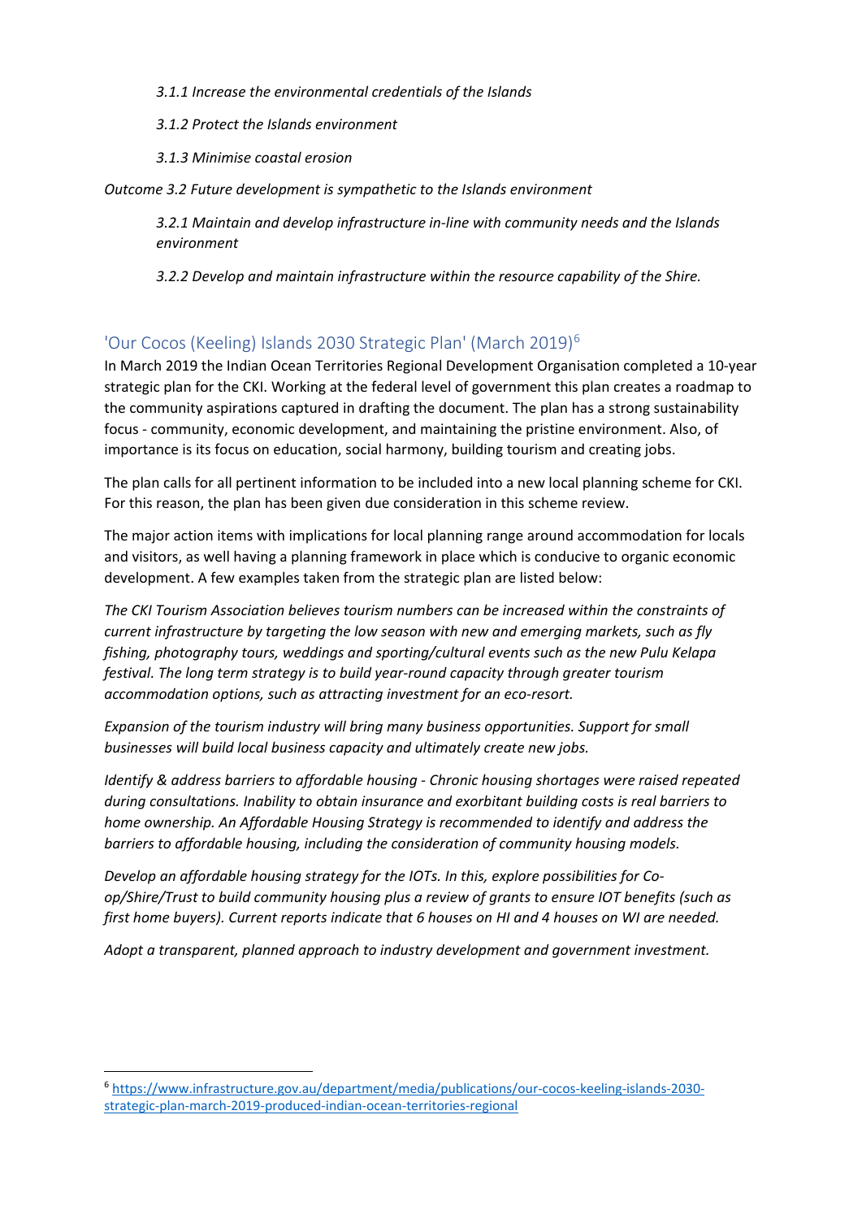*3.1.1 Increase the environmental credentials of the Islands*

*3.1.2 Protect the Islands environment*

*3.1.3 Minimise coastal erosion*

*Outcome 3.2 Future development is sympathetic to the Islands environment*

*3.2.1 Maintain and develop infrastructure in-line with community needs and the Islands environment*

*3.2.2 Develop and maintain infrastructure within the resource capability of the Shire.*

## 'Our Cocos (Keeling) Islands 2030 Strategic Plan' (March 2019)[6]

In March 2019 the Indian Ocean Territories Regional Development Organisation completed a 10-year strategic plan for the CKI. Working at the federal level of government this plan creates a roadmap to the community aspirations captured in drafting the document. The plan has a strong sustainability focus - community, economic development, and maintaining the pristine environment. Also, of importance is its focus on education, social harmony, building tourism and creating jobs.

The plan calls for all pertinent information to be included into a new local planning scheme for CKI. For this reason, the plan has been given due consideration in this scheme review.

The major action items with implications for local planning range around accommodation for locals and visitors, as well having a planning framework in place which is conducive to organic economic development. A few examples taken from the strategic plan are listed below:

*The CKI Tourism Association believes tourism numbers can be increased within the constraints of current infrastructure by targeting the low season with new and emerging markets, such as fly fishing, photography tours, weddings and sporting/cultural events such as the new Pulu Kelapa festival. The long term strategy is to build year-round capacity through greater tourism accommodation options, such as attracting investment for an eco-resort.*

*Expansion of the tourism industry will bring many business opportunities. Support for small businesses will build local business capacity and ultimately create new jobs.*

*Identify & address barriers to affordable housing - Chronic housing shortages were raised repeated during consultations. Inability to obtain insurance and exorbitant building costs is real barriers to home ownership. An Affordable Housing Strategy is recommended to identify and address the barriers to affordable housing, including the consideration of community housing models.*

*Develop an affordable housing strategy for the IOTs. In this, explore possibilities for Co-op/Shire/Trust to build community housing plus a review of grants to ensure IOT benefits (such as first home buyers). Current reports indicate that 6 houses on HI and 4 houses on WI are needed.*

*Adopt a transparent, planned approach to industry development and government investment.*

---

[6] https://www.infrastructure.gov.au/department/media/publications/our-cocos-keeling-islands-2030-strategic-plan-march-2019-produced-indian-ocean-territories-regional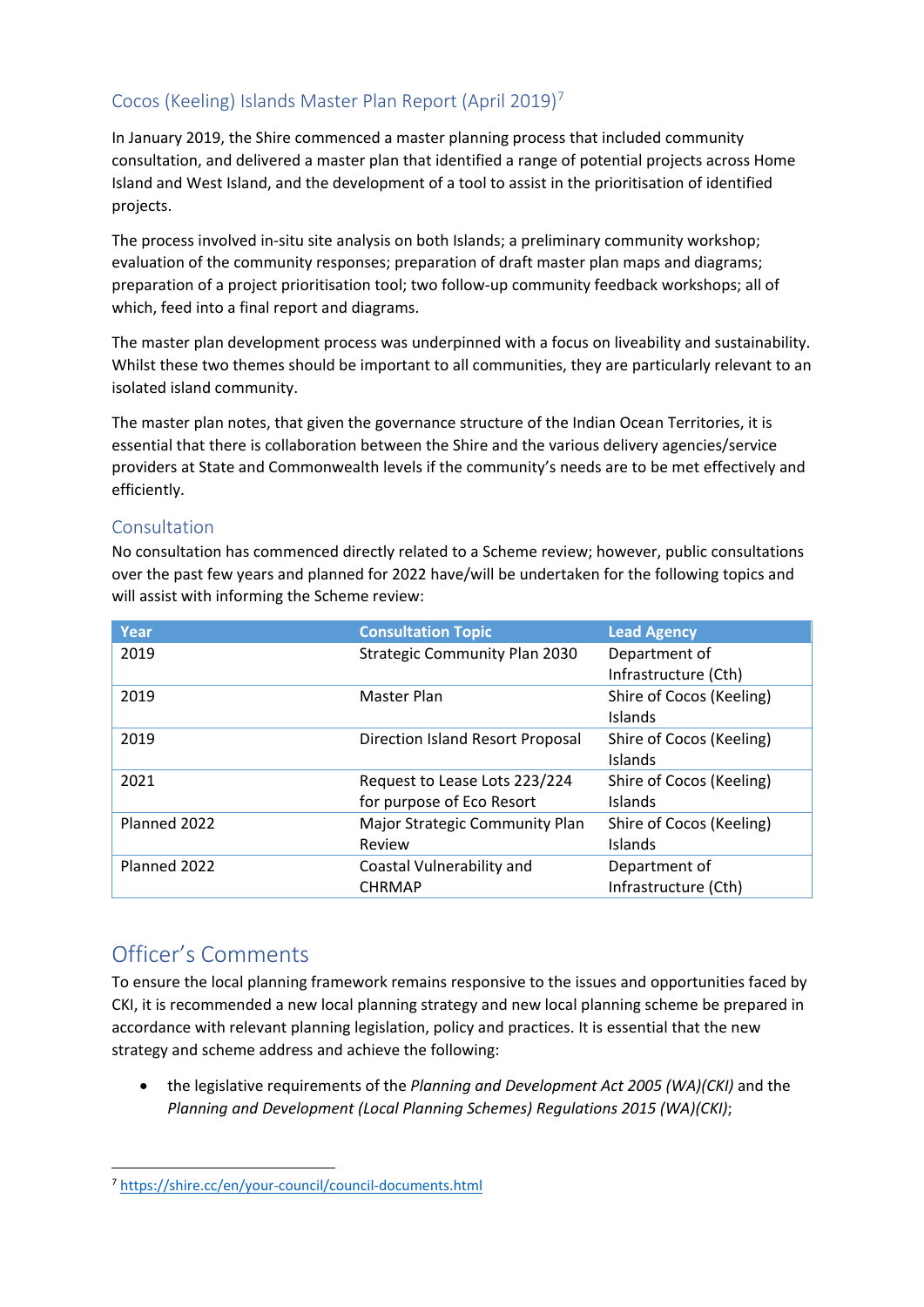## Cocos (Keeling) Islands Master Plan Report (April 2019)[7]

In January 2019, the Shire commenced a master planning process that included community consultation, and delivered a master plan that identified a range of potential projects across Home Island and West Island, and the development of a tool to assist in the prioritisation of identified projects.

The process involved in-situ site analysis on both Islands; a preliminary community workshop; evaluation of the community responses; preparation of draft master plan maps and diagrams; preparation of a project prioritisation tool; two follow-up community feedback workshops; all of which, feed into a final report and diagrams.

The master plan development process was underpinned with a focus on liveability and sustainability. Whilst these two themes should be important to all communities, they are particularly relevant to an isolated island community.

The master plan notes, that given the governance structure of the Indian Ocean Territories, it is essential that there is collaboration between the Shire and the various delivery agencies/service providers at State and Commonwealth levels if the community's needs are to be met effectively and efficiently.

### Consultation

No consultation has commenced directly related to a Scheme review; however, public consultations over the past few years and planned for 2022 have/will be undertaken for the following topics and will assist with informing the Scheme review:

| Year | Consultation Topic | Lead Agency |
|---|---|---|
| 2019 | Strategic Community Plan 2030 | Department of Infrastructure (Cth) |
| 2019 | Master Plan | Shire of Cocos (Keeling) Islands |
| 2019 | Direction Island Resort Proposal | Shire of Cocos (Keeling) Islands |
| 2021 | Request to Lease Lots 223/224 for purpose of Eco Resort | Shire of Cocos (Keeling) Islands |
| Planned 2022 | Major Strategic Community Plan Review | Shire of Cocos (Keeling) Islands |
| Planned 2022 | Coastal Vulnerability and CHRMAP | Department of Infrastructure (Cth) |

# Officer's Comments

To ensure the local planning framework remains responsive to the issues and opportunities faced by CKI, it is recommended a new local planning strategy and new local planning scheme be prepared in accordance with relevant planning legislation, policy and practices. It is essential that the new strategy and scheme address and achieve the following:

- the legislative requirements of the *Planning and Development Act 2005 (WA)(CKI)* and the *Planning and Development (Local Planning Schemes) Regulations 2015 (WA)(CKI)*;

[7] https://shire.cc/en/your-council/council-documents.html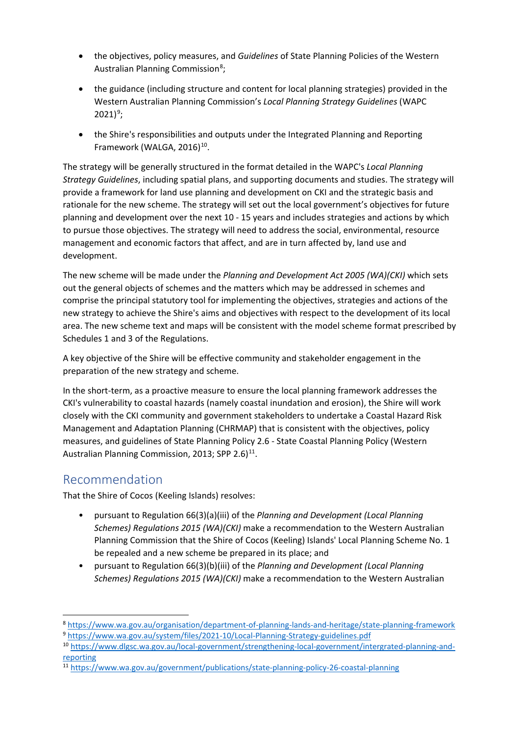- the objectives, policy measures, and *Guidelines* of State Planning Policies of the Western Australian Planning Commission[8];
- the guidance (including structure and content for local planning strategies) provided in the Western Australian Planning Commission's *Local Planning Strategy Guidelines* (WAPC 2021)[9];
- the Shire's responsibilities and outputs under the Integrated Planning and Reporting Framework (WALGA, 2016)[10].

The strategy will be generally structured in the format detailed in the WAPC's *Local Planning Strategy Guidelines*, including spatial plans, and supporting documents and studies. The strategy will provide a framework for land use planning and development on CKI and the strategic basis and rationale for the new scheme. The strategy will set out the local government's objectives for future planning and development over the next 10 - 15 years and includes strategies and actions by which to pursue those objectives. The strategy will need to address the social, environmental, resource management and economic factors that affect, and are in turn affected by, land use and development.

The new scheme will be made under the *Planning and Development Act 2005 (WA)(CKI)* which sets out the general objects of schemes and the matters which may be addressed in schemes and comprise the principal statutory tool for implementing the objectives, strategies and actions of the new strategy to achieve the Shire's aims and objectives with respect to the development of its local area. The new scheme text and maps will be consistent with the model scheme format prescribed by Schedules 1 and 3 of the Regulations.

A key objective of the Shire will be effective community and stakeholder engagement in the preparation of the new strategy and scheme.

In the short-term, as a proactive measure to ensure the local planning framework addresses the CKI's vulnerability to coastal hazards (namely coastal inundation and erosion), the Shire will work closely with the CKI community and government stakeholders to undertake a Coastal Hazard Risk Management and Adaptation Planning (CHRMAP) that is consistent with the objectives, policy measures, and guidelines of State Planning Policy 2.6 - State Coastal Planning Policy (Western Australian Planning Commission, 2013; SPP 2.6)[11].

## Recommendation

That the Shire of Cocos (Keeling Islands) resolves:

- pursuant to Regulation 66(3)(a)(iii) of the *Planning and Development (Local Planning Schemes) Regulations 2015 (WA)(CKI)* make a recommendation to the Western Australian Planning Commission that the Shire of Cocos (Keeling) Islands' Local Planning Scheme No. 1 be repealed and a new scheme be prepared in its place; and
- pursuant to Regulation 66(3)(b)(iii) of the *Planning and Development (Local Planning Schemes) Regulations 2015 (WA)(CKI)* make a recommendation to the Western Australian

---

[8] https://www.wa.gov.au/organisation/department-of-planning-lands-and-heritage/state-planning-framework

[9] https://www.wa.gov.au/system/files/2021-10/Local-Planning-Strategy-guidelines.pdf

[10] https://www.dlgsc.wa.gov.au/local-government/strengthening-local-government/intergrated-planning-and-reporting

[11] https://www.wa.gov.au/government/publications/state-planning-policy-26-coastal-planning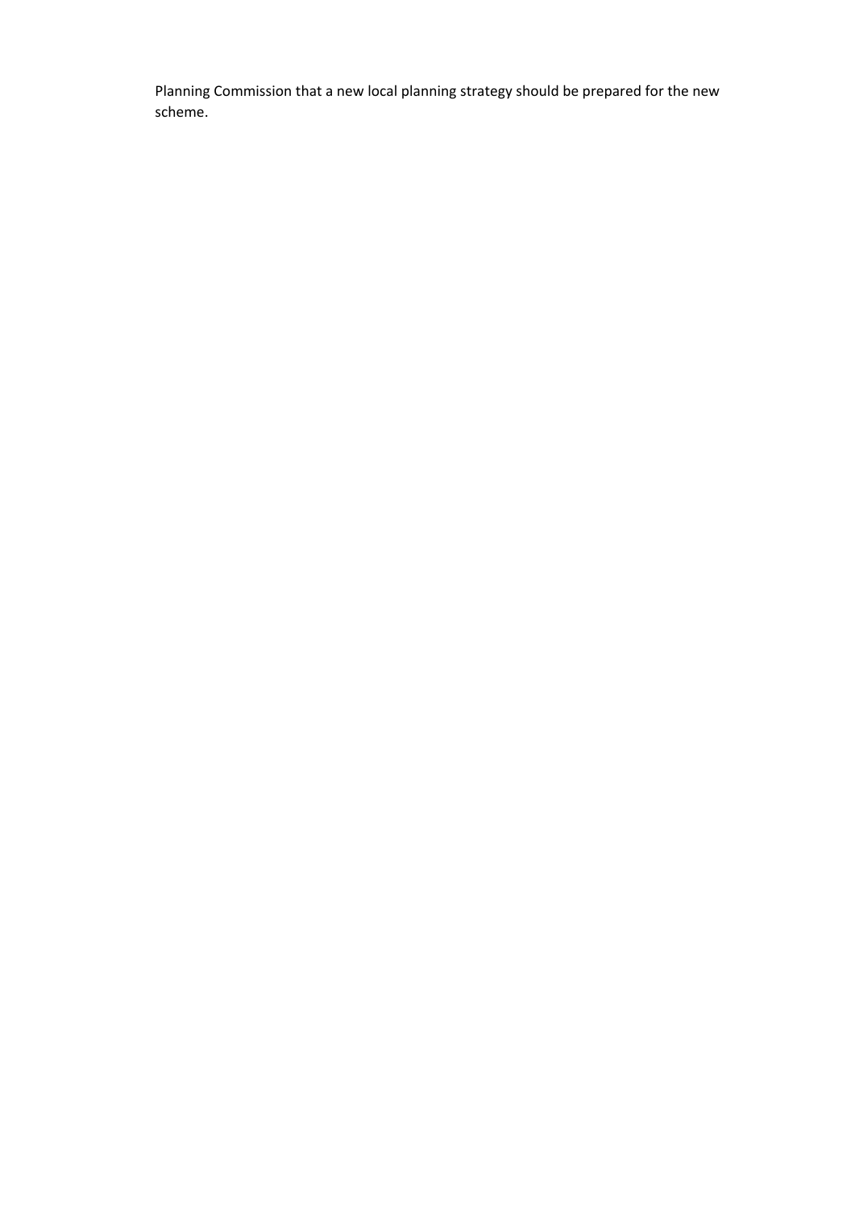Planning Commission that a new local planning strategy should be prepared for the new scheme.